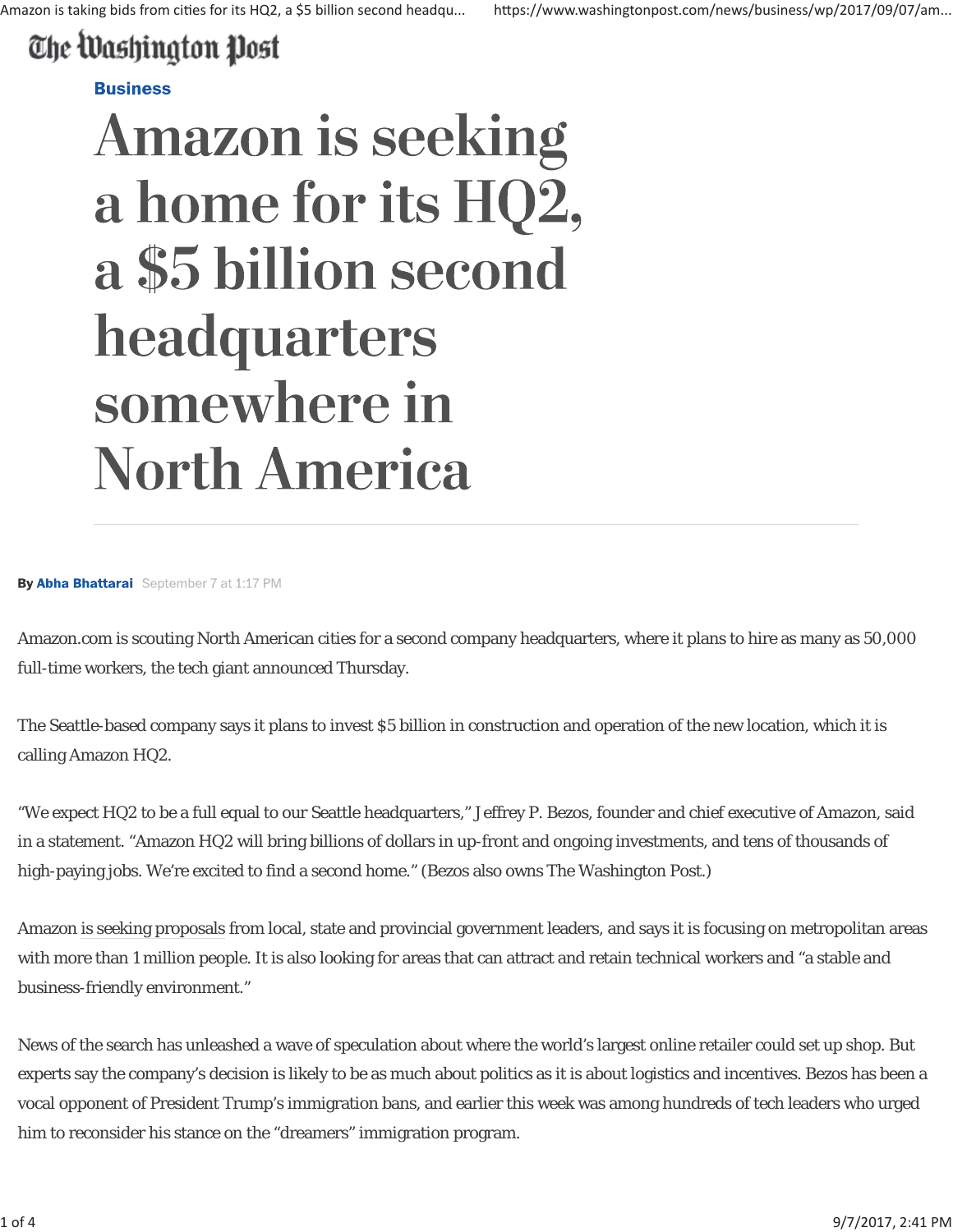The Washington Post

Business

# Amazon is seeking a home for its HQ2, a $5 billion second headquarters somewhere in North America

**By** Abha Bhattarai September 7 at 1:17 PM

Amazon.com is scouting North American cities for a second company headquarters, where it plans to hire as many as 50,000 full-time workers, the tech giant announced Thursday.

The Seattle-based company says it plans to invest $5 billion in construction and operation of the new location, which it is calling Amazon HQ2.

"We expect HQ2 to be a full equal to our Seattle headquarters," Jeffrey P. Bezos, founder and chief executive of Amazon, said in a statement. "Amazon HQ2 will bring billions of dollars in up-front and ongoing investments, and tens of thousands of high-paying jobs. We're excited to find a second home." (Bezos also owns The Washington Post.)

Amazon is seeking proposals from local, state and provincial government leaders, and says it is focusing on metropolitan areas with more than 1 million people. It is also looking for areas that can attract and retain technical workers and "a stable and business-friendly environment."

News of the search has unleashed a wave of speculation about where the world's largest online retailer could set up shop. But experts say the company's decision is likely to be as much about politics as it is about logistics and incentives. Bezos has been a vocal opponent of President Trump's immigration bans, and earlier this week was among hundreds of tech leaders who urged him to reconsider his stance on the "dreamers" immigration program.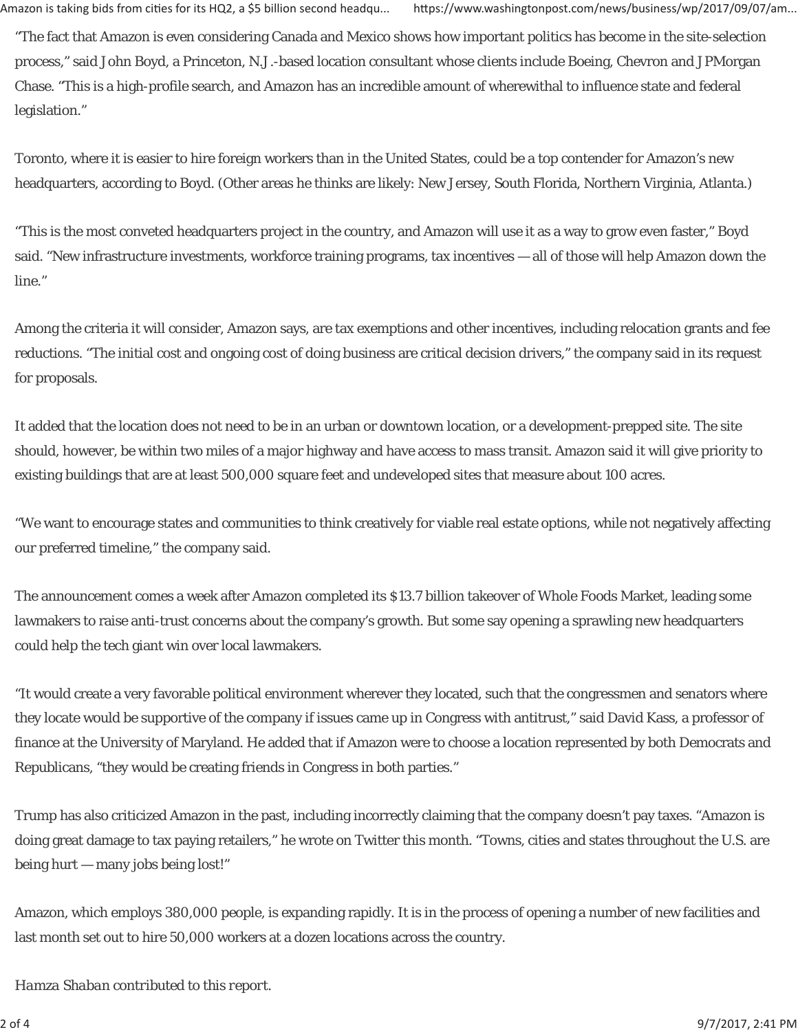"The fact that Amazon is even considering Canada and Mexico shows how important politics has become in the site-selection process," said John Boyd, a Princeton, N.J.-based location consultant whose clients include Boeing, Chevron and JPMorgan Chase. "This is a high-profile search, and Amazon has an incredible amount of wherewithal to influence state and federal legislation."

Toronto, where it is easier to hire foreign workers than in the United States, could be a top contender for Amazon's new headquarters, according to Boyd. (Other areas he thinks are likely: New Jersey, South Florida, Northern Virginia, Atlanta.)

"This is the most conveted headquarters project in the country, and Amazon will use it as a way to grow even faster," Boyd said. "New infrastructure investments, workforce training programs, tax incentives — all of those will help Amazon down the line."

Among the criteria it will consider, Amazon says, are tax exemptions and other incentives, including relocation grants and fee reductions. "The initial cost and ongoing cost of doing business are critical decision drivers," the company said in its request for proposals.

It added that the location does not need to be in an urban or downtown location, or a development-prepped site. The site should, however, be within two miles of a major highway and have access to mass transit. Amazon said it will give priority to existing buildings that are at least 500,000 square feet and undeveloped sites that measure about 100 acres.

"We want to encourage states and communities to think creatively for viable real estate options, while not negatively affecting our preferred timeline," the company said.

The announcement comes a week after Amazon completed its $13.7 billion takeover of Whole Foods Market, leading some lawmakers to raise anti-trust concerns about the company's growth. But some say opening a sprawling new headquarters could help the tech giant win over local lawmakers.

"It would create a very favorable political environment wherever they located, such that the congressmen and senators where they locate would be supportive of the company if issues came up in Congress with antitrust," said David Kass, a professor of finance at the University of Maryland. He added that if Amazon were to choose a location represented by both Democrats and Republicans, "they would be creating friends in Congress in both parties."

Trump has also criticized Amazon in the past, including incorrectly claiming that the company doesn't pay taxes. "Amazon is doing great damage to tax paying retailers," he wrote on Twitter this month. "Towns, cities and states throughout the U.S. are being hurt — many jobs being lost!"

Amazon, which employs 380,000 people, is expanding rapidly. It is in the process of opening a number of new facilities and last month set out to hire 50,000 workers at a dozen locations across the country.

*Hamza Shaban contributed to this report.*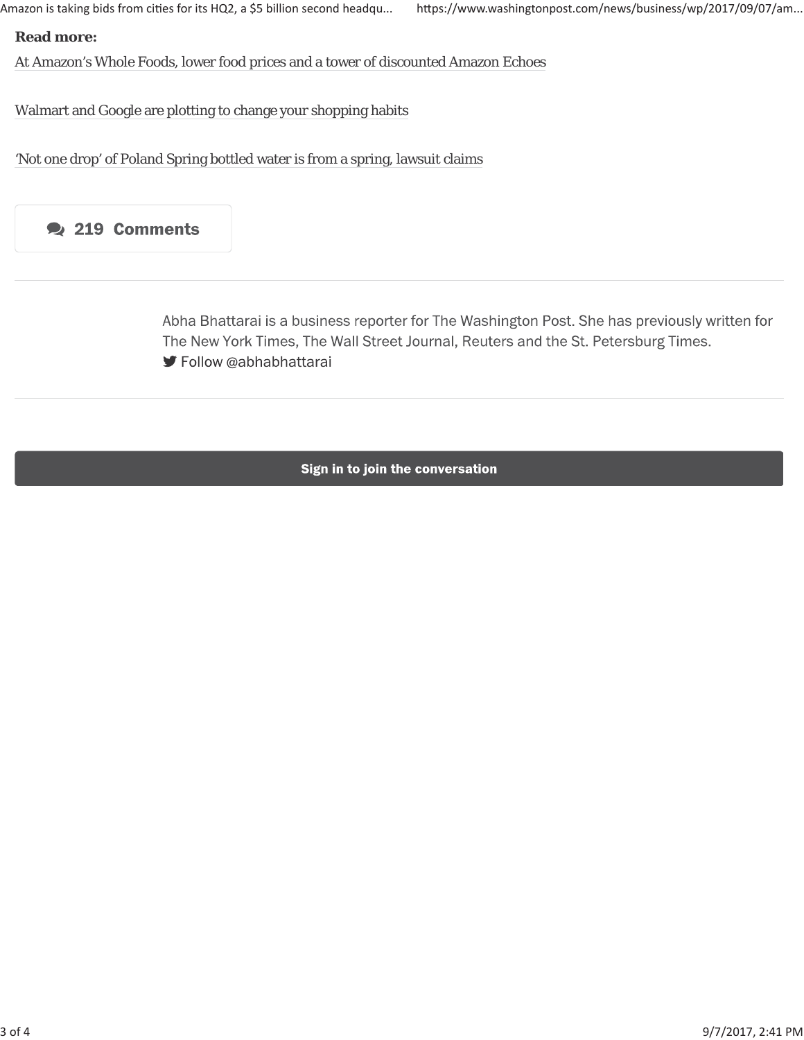**Read more:**

At Amazon's Whole Foods, lower food prices and a tower of discounted Amazon Echoes

Walmart and Google are plotting to change your shopping habits

'Not one drop' of Poland Spring bottled water is from a spring, lawsuit claims

219 Comments

Abha Bhattarai is a business reporter for The Washington Post. She has previously written for The New York Times, The Wall Street Journal, Reuters and the St. Petersburg Times.

Follow @abhabhattarai

Sign in to join the conversation